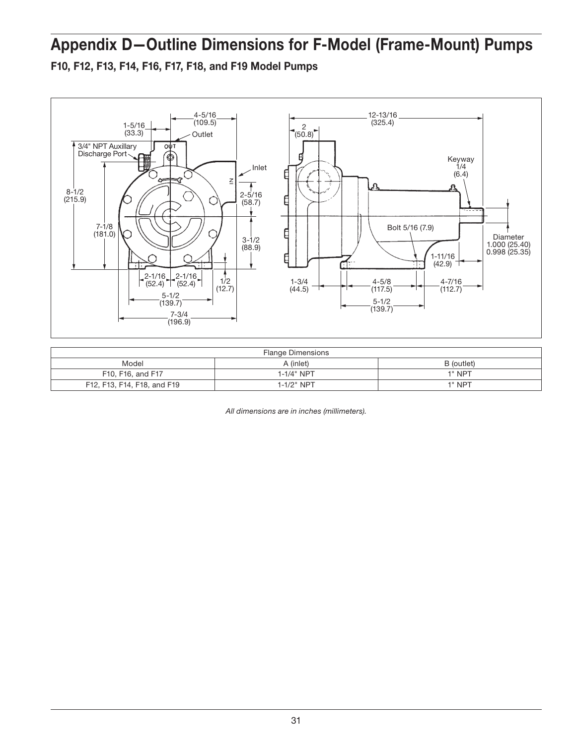# Appendix D—Outline Dimensions for F-Model (Frame-Mount) Pumps

## F10, F12, F13, F14, F16, F17, F18, and F19 Model Pumps

| Flange Dimensions | | |
|---|---|---|
| Model | A (inlet) | B (outlet) |
| F10, F16, and F17 | 1-1/4" NPT | 1" NPT |
| F12, F13, F14, F18, and F19 | 1-1/2" NPT | 1" NPT |

*All dimensions are in inches (millimeters).*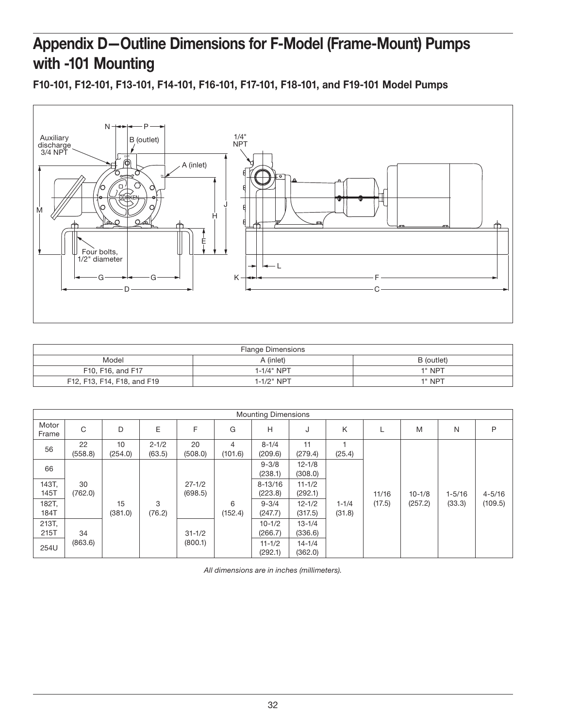# Appendix D—Outline Dimensions for F-Model (Frame-Mount) Pumps with -101 Mounting

### F10-101, F12-101, F13-101, F14-101, F16-101, F17-101, F18-101, and F19-101 Model Pumps

| Flange Dimensions | | |
|---|---|---|
| Model | A (inlet) | B (outlet) |
| F10, F16, and F17 | 1-1/4" NPT | 1" NPT |
| F12, F13, F14, F18, and F19 | 1-1/2" NPT | 1" NPT |

| Mounting Dimensions | | | | | | | | | | | | |
|---|---|---|---|---|---|---|---|---|---|---|---|---|
| Motor Frame | C | D | E | F | G | H | J | K | L | M | N | P |
| 56 | 22 (558.8) | 10 (254.0) | 2-1/2 (63.5) | 20 (508.0) | 4 (101.6) | 8-1/4 (209.6) | 11 (279.4) | 1 (25.4) | 11/16 (17.5) | 10-1/8 (257.2) | 1-5/16 (33.3) | 4-5/16 (109.5) |
| 66 | 30 (762.0) | 15 (381.0) | 3 (76.2) | 27-1/2 (698.5) | 6 (152.4) | 9-3/8 (238.1) | 12-1/8 (308.0) | 1-1/4 (31.8) | 11/16 (17.5) | 10-1/8 (257.2) | 1-5/16 (33.3) | 4-5/16 (109.5) |
| 143T, 145T | 30 (762.0) | 15 (381.0) | 3 (76.2) | 27-1/2 (698.5) | 6 (152.4) | 8-13/16 (223.8) | 11-1/2 (292.1) | 1-1/4 (31.8) | 11/16 (17.5) | 10-1/8 (257.2) | 1-5/16 (33.3) | 4-5/16 (109.5) |
| 182T, 184T | 30 (762.0) | 15 (381.0) | 3 (76.2) | 27-1/2 (698.5) | 6 (152.4) | 9-3/4 (247.7) | 12-1/2 (317.5) | 1-1/4 (31.8) | 11/16 (17.5) | 10-1/8 (257.2) | 1-5/16 (33.3) | 4-5/16 (109.5) |
| 213T, 215T | 34 (863.6) | 15 (381.0) | 3 (76.2) | 31-1/2 (800.1) | 6 (152.4) | 10-1/2 (266.7) | 13-1/4 (336.6) | 1-1/4 (31.8) | 11/16 (17.5) | 10-1/8 (257.2) | 1-5/16 (33.3) | 4-5/16 (109.5) |
| 254U | 34 (863.6) | 15 (381.0) | 3 (76.2) | 31-1/2 (800.1) | 6 (152.4) | 11-1/2 (292.1) | 14-1/4 (362.0) | 1-1/4 (31.8) | 11/16 (17.5) | 10-1/8 (257.2) | 1-5/16 (33.3) | 4-5/16 (109.5) |

*All dimensions are in inches (millimeters).*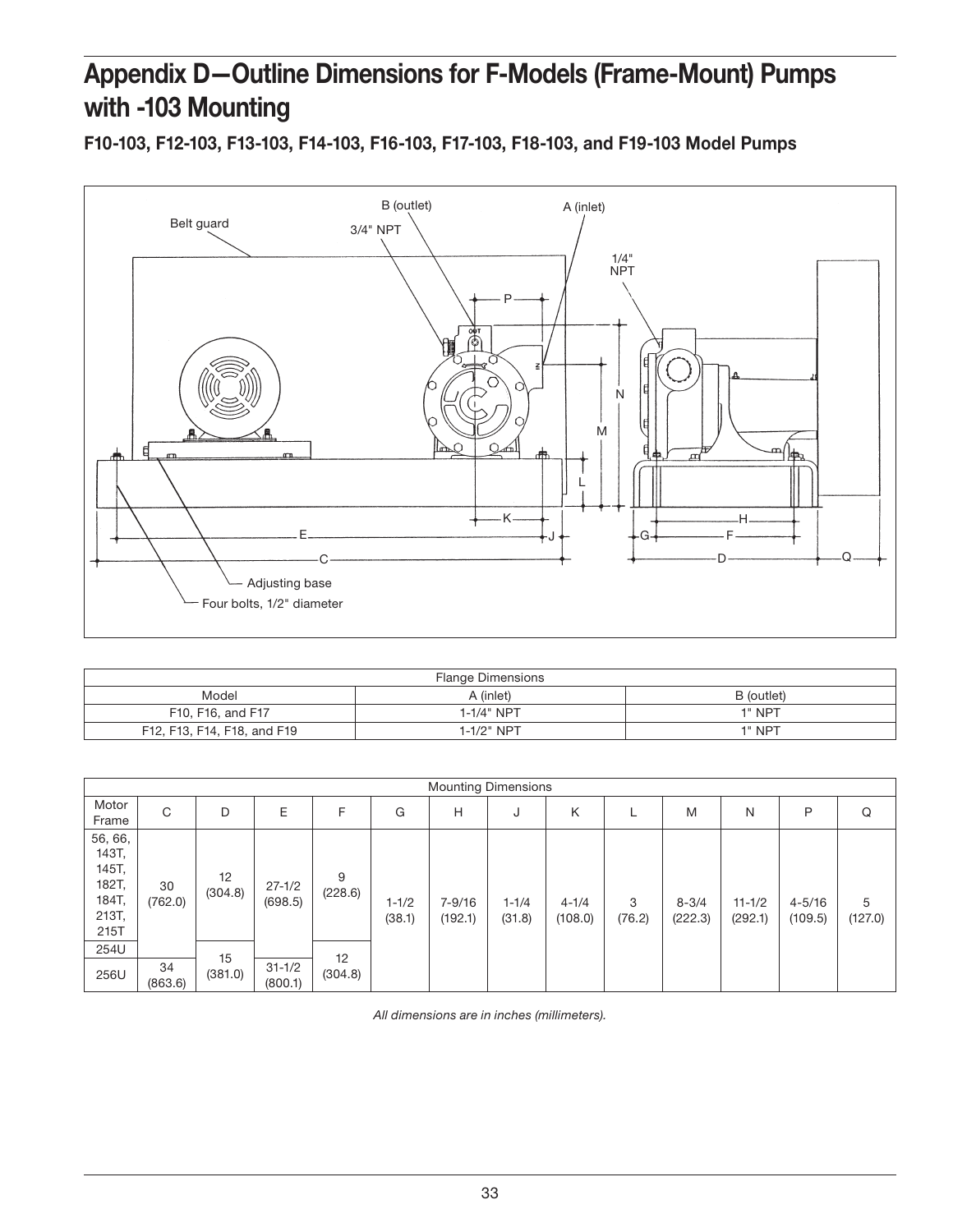# Appendix D—Outline Dimensions for F-Models (Frame-Mount) Pumps with -103 Mounting

## F10-103, F12-103, F13-103, F14-103, F16-103, F17-103, F18-103, and F19-103 Model Pumps

B (outlet)
A (inlet)
Belt guard
3/4" NPT
1/4" NPT
P
N
M
L
K
J
E
C
H
G
F
D
Q
Adjusting base
Four bolts, 1/2" diameter

| Flange Dimensions | | |
|---|---|---|
| Model | A (inlet) | B (outlet) |
| F10, F16, and F17 | 1-1/4" NPT | 1" NPT |
| F12, F13, F14, F18, and F19 | 1-1/2" NPT | 1" NPT |

| Mounting Dimensions | | | | | | | | | | | | | |
|---|---|---|---|---|---|---|---|---|---|---|---|---|---|
| Motor Frame | C | D | E | F | G | H | J | K | L | M | N | P | Q |
| 56, 66, 143T, 145T, 182T, 184T, 213T, 215T | 30 (762.0) | 12 (304.8) | 27-1/2 (698.5) | 9 (228.6) | 1-1/2 (38.1) | 7-9/16 (192.1) | 1-1/4 (31.8) | 4-1/4 (108.0) | 3 (76.2) | 8-3/4 (222.3) | 11-1/2 (292.1) | 4-5/16 (109.5) | 5 (127.0) |
| 254U | 30 (762.0) | 15 (381.0) | 27-1/2 (698.5) | 12 (304.8) | 1-1/2 (38.1) | 7-9/16 (192.1) | 1-1/4 (31.8) | 4-1/4 (108.0) | 3 (76.2) | 8-3/4 (222.3) | 11-1/2 (292.1) | 4-5/16 (109.5) | 5 (127.0) |
| 256U | 34 (863.6) | 15 (381.0) | 31-1/2 (800.1) | 12 (304.8) | 1-1/2 (38.1) | 7-9/16 (192.1) | 1-1/4 (31.8) | 4-1/4 (108.0) | 3 (76.2) | 8-3/4 (222.3) | 11-1/2 (292.1) | 4-5/16 (109.5) | 5 (127.0) |

*All dimensions are in inches (millimeters).*